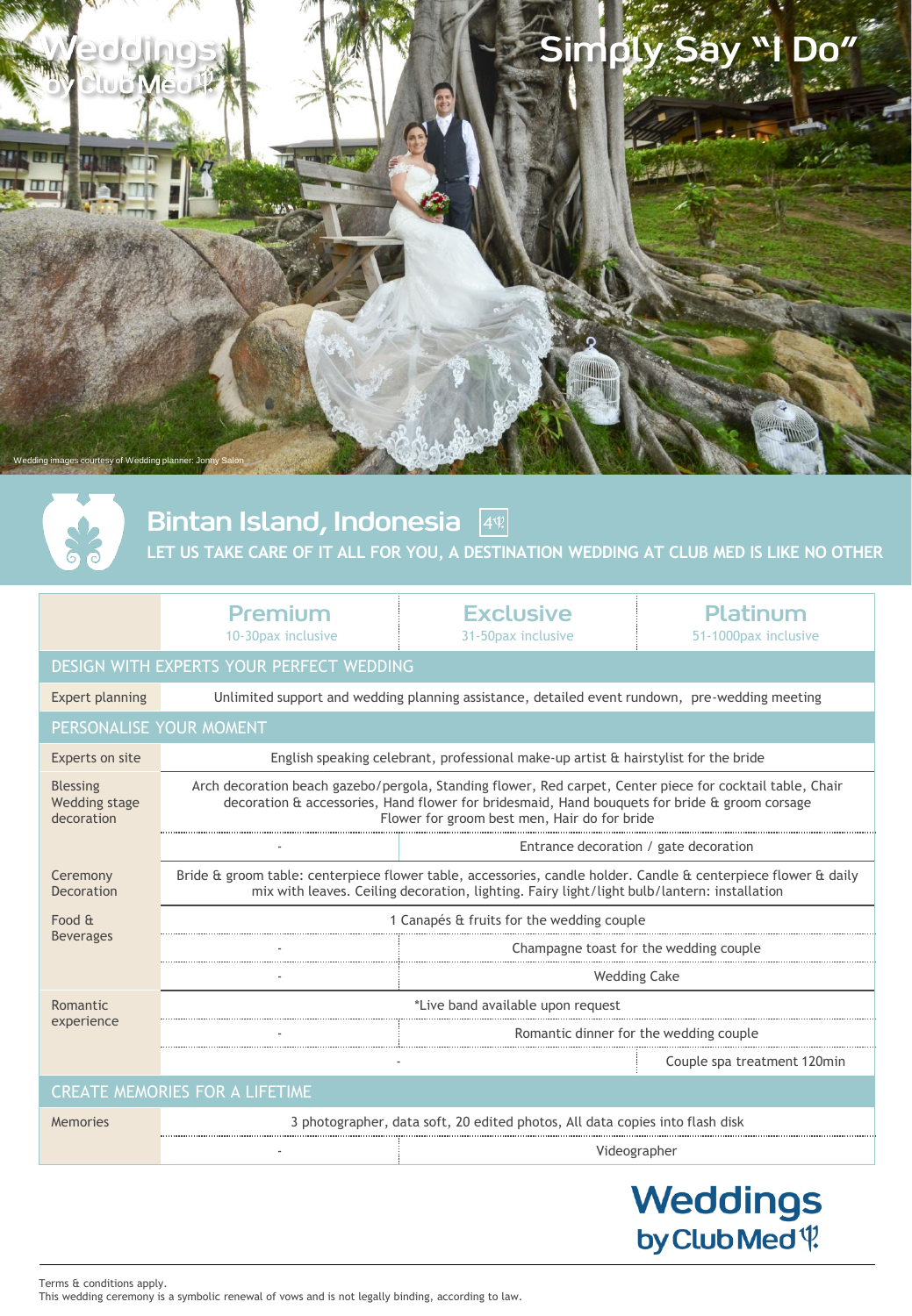# Weddings by Club Med

## Simply Say "I Do"

Wedding images courtesy of Wedding planner: Jonny Salon

## Bintan Island, Indonesia 4Ψ

LET US TAKE CARE OF IT ALL FOR YOU, A DESTINATION WEDDING AT CLUB MED IS LIKE NO OTHER

| | Premium 10-30pax inclusive | Exclusive 31-50pax inclusive | Platinum 51-1000pax inclusive |
|---|---|---|---|
| **DESIGN WITH EXPERTS YOUR PERFECT WEDDING** | | | |
| Expert planning | Unlimited support and wedding planning assistance, detailed event rundown, pre-wedding meeting | | |
| **PERSONALISE YOUR MOMENT** | | | |
| Experts on site | English speaking celebrant, professional make-up artist & hairstylist for the bride | | |
| Blessing Wedding stage decoration | Arch decoration beach gazebo/pergola, Standing flower, Red carpet, Center piece for cocktail table, Chair decoration & accessories, Hand flower for bridesmaid, Hand bouquets for bride & groom corsage Flower for groom best men, Hair do for bride | | |
| | - | Entrance decoration / gate decoration | |
| Ceremony Decoration | Bride & groom table: centerpiece flower table, accessories, candle holder. Candle & centerpiece flower & daily mix with leaves. Ceiling decoration, lighting. Fairy light/light bulb/lantern: installation | | |
| Food & Beverages | 1 Canapés & fruits for the wedding couple | | |
| | - | Champagne toast for the wedding couple | |
| | - | Wedding Cake | |
| Romantic experience | *Live band available upon request | | |
| | - | Romantic dinner for the wedding couple | |
| | - | | Couple spa treatment 120min |
| **CREATE MEMORIES FOR A LIFETIME** | | | |
| Memories | 3 photographer, data soft, 20 edited photos, All data copies into flash disk | | |
| | - | Videographer | |

Weddings by Club Med

Terms & conditions apply.
This wedding ceremony is a symbolic renewal of vows and is not legally binding, according to law.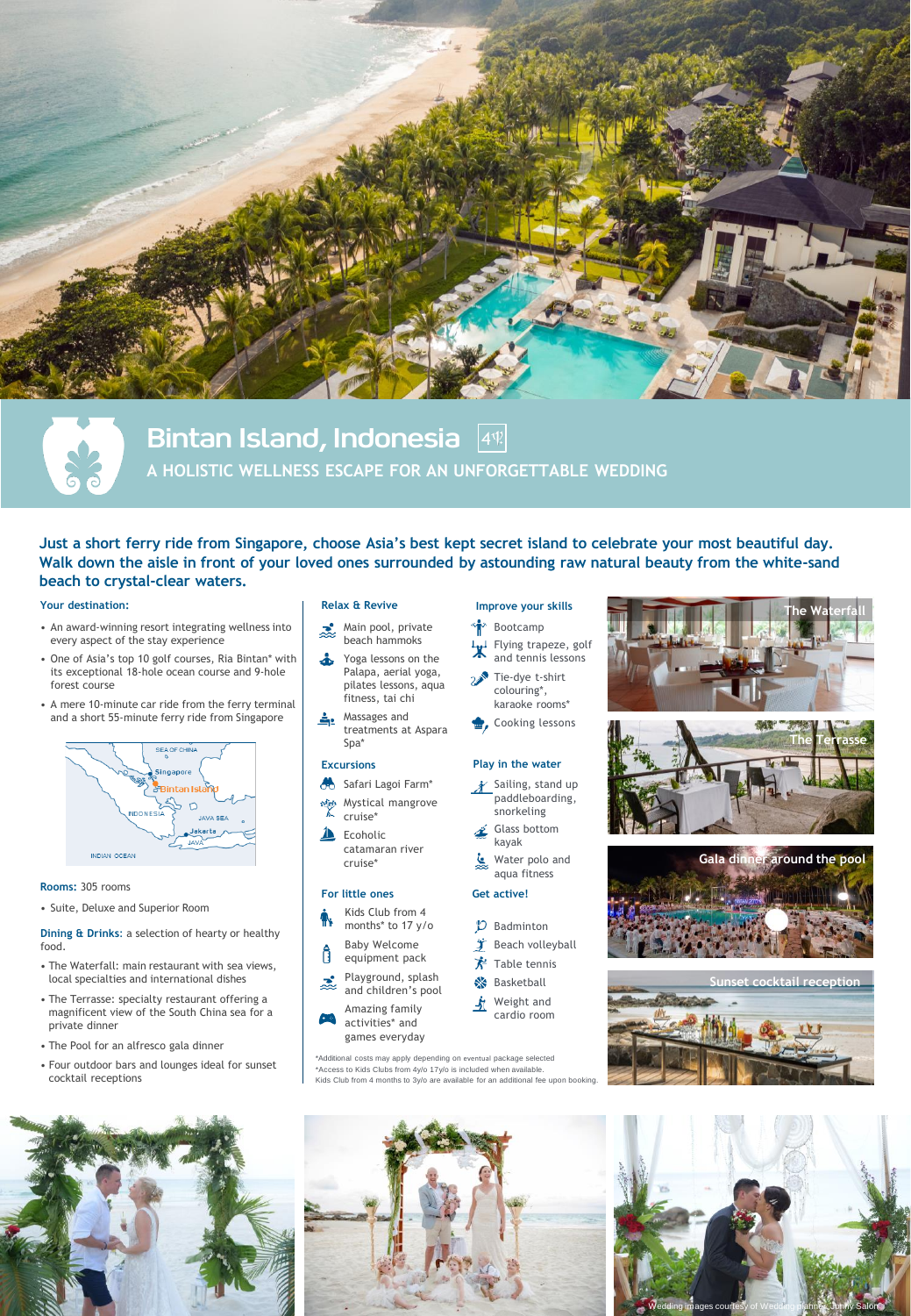# Bintan Island, Indonesia

## A HOLISTIC WELLNESS ESCAPE FOR AN UNFORGETTABLE WEDDING

**Just a short ferry ride from Singapore, choose Asia's best kept secret island to celebrate your most beautiful day. Walk down the aisle in front of your loved ones surrounded by astounding raw natural beauty from the white-sand beach to crystal-clear waters.**

### Your destination:

- An award-winning resort integrating wellness into every aspect of the stay experience
- One of Asia's top 10 golf courses, Ria Bintan* with its exceptional 18-hole ocean course and 9-hole forest course
- A mere 10-minute car ride from the ferry terminal and a short 55-minute ferry ride from Singapore

SEA OF CHINA
Singapore
Bintan Island
INDONESIA
JAVA SEA
Jakarta
JAVA
INDIAN OCEAN

**Rooms:** 305 rooms

- Suite, Deluxe and Superior Room

**Dining & Drinks:** a selection of hearty or healthy food.

- The Waterfall: main restaurant with sea views, local specialties and international dishes
- The Terrasse: specialty restaurant offering a magnificent view of the South China sea for a private dinner
- The Pool for an alfresco gala dinner
- Four outdoor bars and lounges ideal for sunset cocktail receptions

### Relax & Revive

- Main pool, private beach hammoks
- Yoga lessons on the Palapa, aerial yoga, pilates lessons, aqua fitness, tai chi
- Massages and treatments at Aspara Spa*

### Excursions

- Safari Lagoi Farm*
- Mystical mangrove cruise*
- Ecoholic catamaran river cruise*

### For little ones

- Kids Club from 4 months* to 17 y/o
- Baby Welcome equipment pack
- Playground, splash and children's pool
- Amazing family activities* and games everyday

### Improve your skills

- Bootcamp
- Flying trapeze, golf and tennis lessons
- Tie-dye t-shirt colouring*, karaoke rooms*
- Cooking lessons

### Play in the water

- Sailing, stand up paddleboarding, snorkeling
- Glass bottom kayak
- Water polo and aqua fitness

### Get active!

- Badminton
- Beach volleyball
- Table tennis
- Basketball
- Weight and cardio room

*Additional costs may apply depending on eventual package selected
*Access to Kids Clubs from 4y/o 17y/o is included when available.
Kids Club from 4 months to 3y/o are available for an additional fee upon booking.

The Waterfall

The Terrasse

Gala dinner around the pool

Sunset cocktail reception

Wedding images courtesy of Wedding planner Jonny Salon